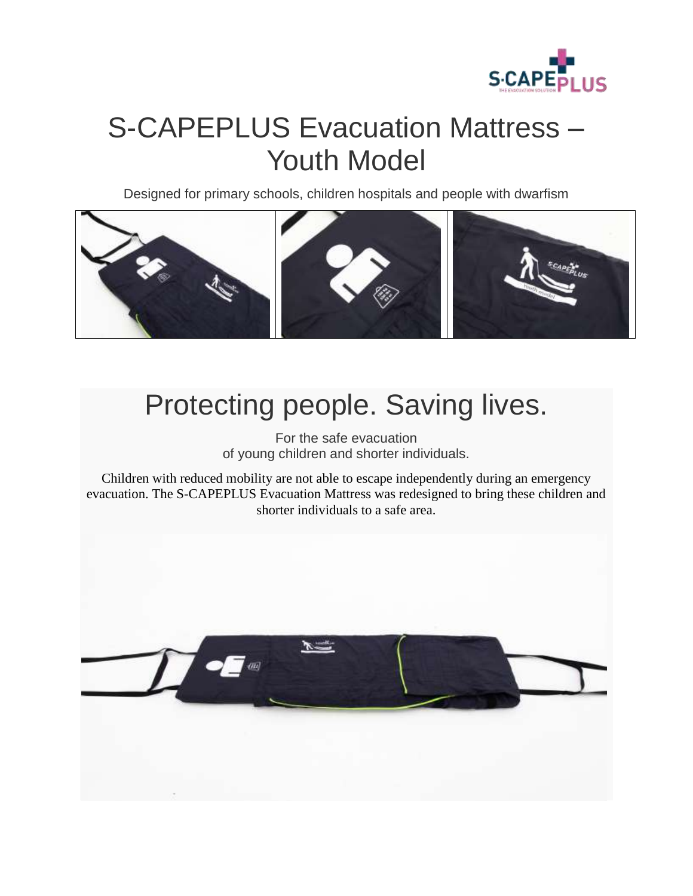# S-CAPEPLUS Evacuation Mattress – Youth Model

Designed for primary schools, children hospitals and people with dwarfism

## Protecting people. Saving lives.

For the safe evacuation
of young children and shorter individuals.

Children with reduced mobility are not able to escape independently during an emergency evacuation. The S-CAPEPLUS Evacuation Mattress was redesigned to bring these children and shorter individuals to a safe area.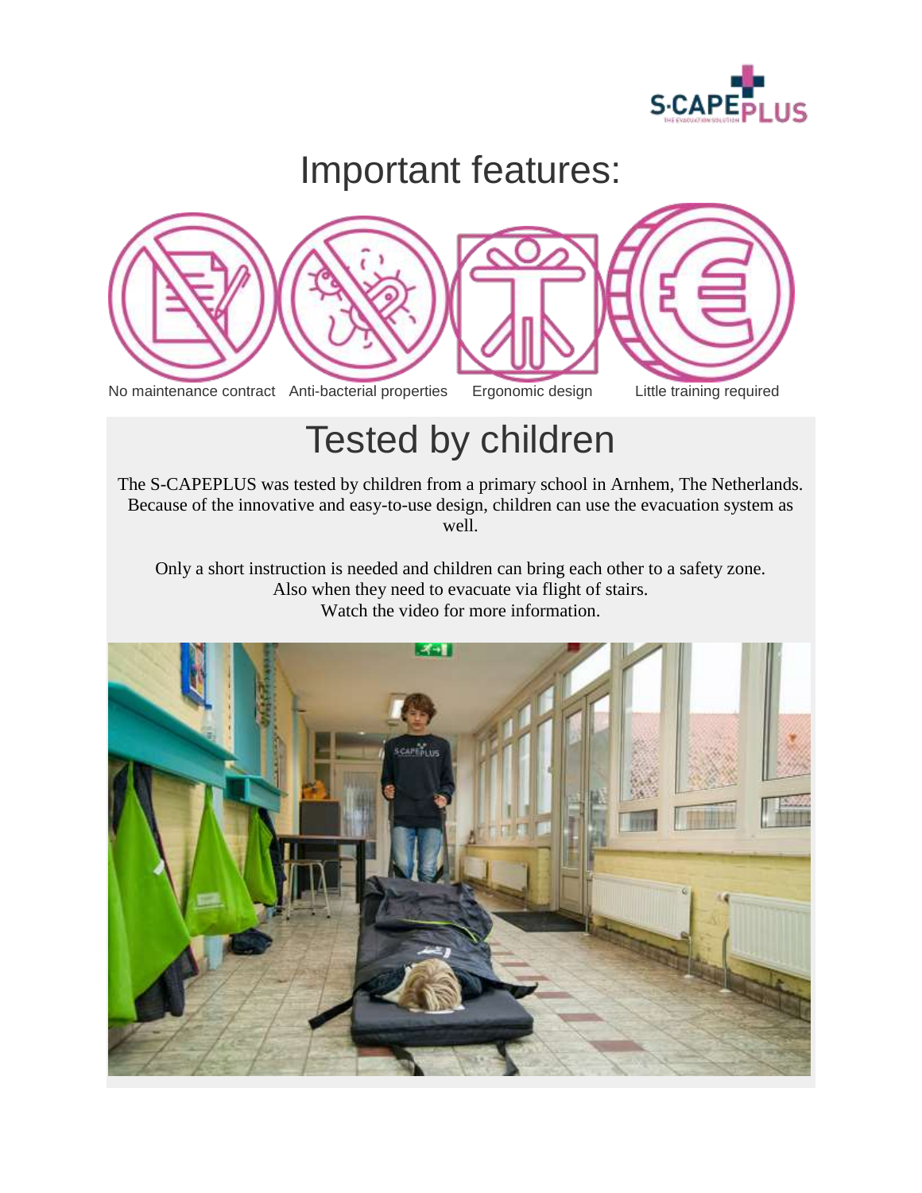# Important features:

No maintenance contract | Anti-bacterial properties | Ergonomic design | Little training required

## Tested by children

The S-CAPEPLUS was tested by children from a primary school in Arnhem, The Netherlands. Because of the innovative and easy-to-use design, children can use the evacuation system as well.

Only a short instruction is needed and children can bring each other to a safety zone. Also when they need to evacuate via flight of stairs. Watch the video for more information.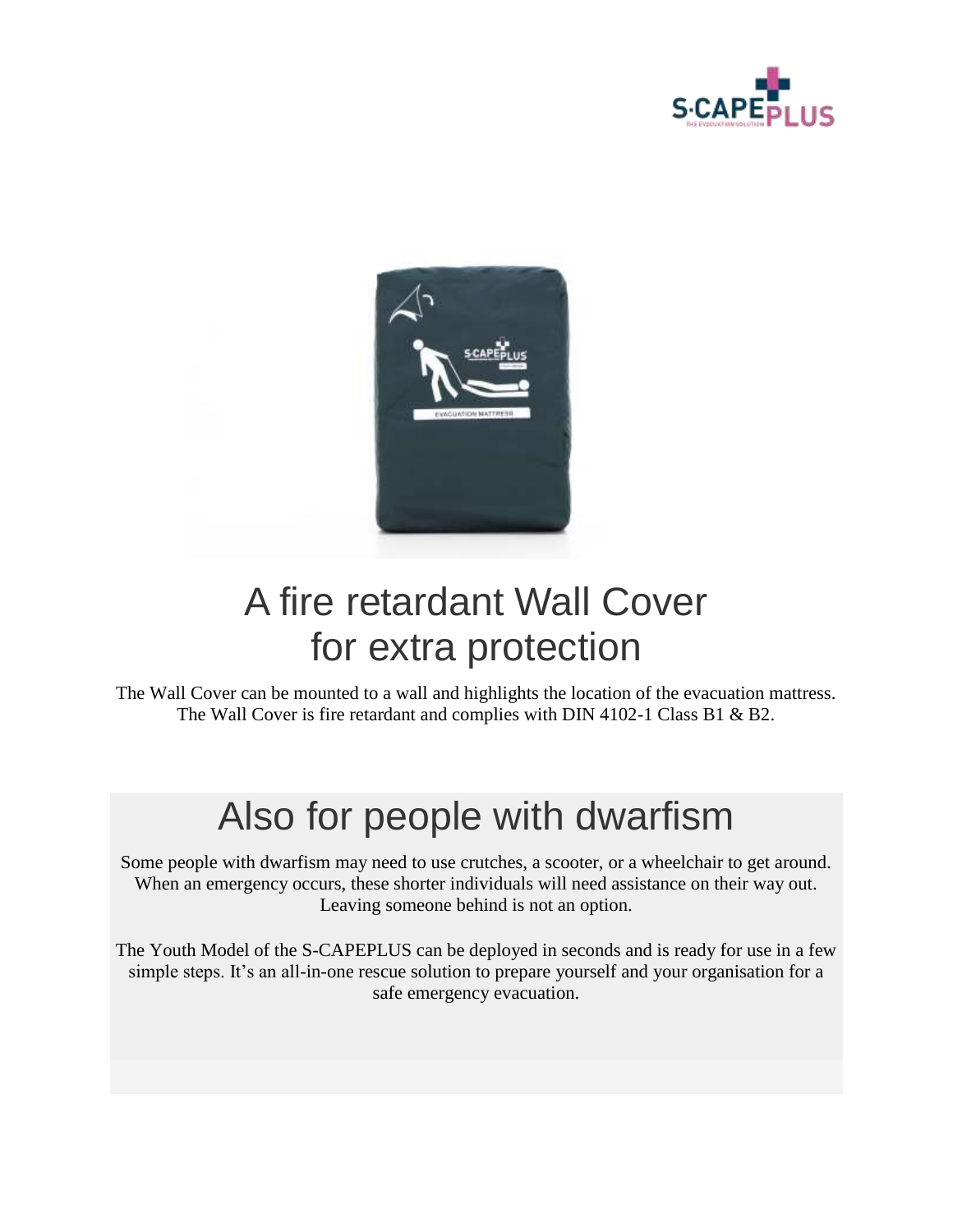# A fire retardant Wall Cover for extra protection

The Wall Cover can be mounted to a wall and highlights the location of the evacuation mattress. The Wall Cover is fire retardant and complies with DIN 4102-1 Class B1 & B2.

## Also for people with dwarfism

Some people with dwarfism may need to use crutches, a scooter, or a wheelchair to get around. When an emergency occurs, these shorter individuals will need assistance on their way out. Leaving someone behind is not an option.

The Youth Model of the S-CAPEPLUS can be deployed in seconds and is ready for use in a few simple steps. It's an all-in-one rescue solution to prepare yourself and your organisation for a safe emergency evacuation.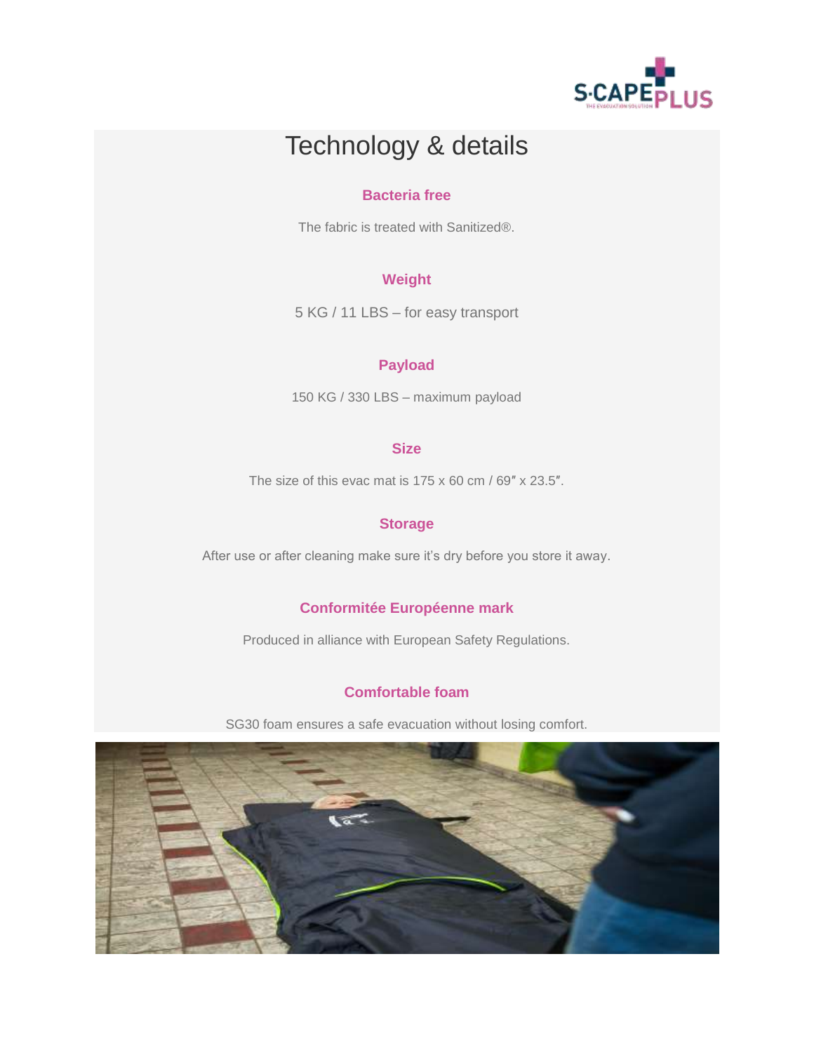# Technology & details

### Bacteria free

The fabric is treated with Sanitized®.

### Weight

5 KG / 11 LBS – for easy transport

### Payload

150 KG / 330 LBS – maximum payload

### Size

The size of this evac mat is 175 x 60 cm / 69″ x 23.5″.

### Storage

After use or after cleaning make sure it's dry before you store it away.

### Conformitée Européenne mark

Produced in alliance with European Safety Regulations.

### Comfortable foam

SG30 foam ensures a safe evacuation without losing comfort.